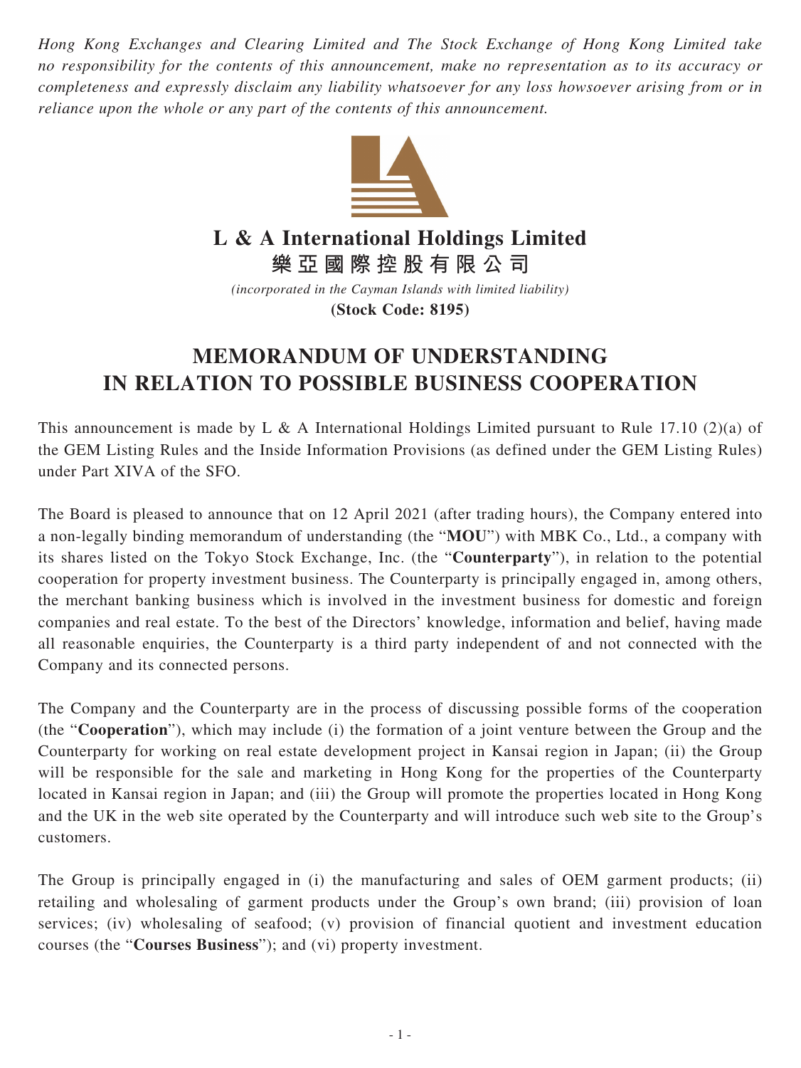*Hong Kong Exchanges and Clearing Limited and The Stock Exchange of Hong Kong Limited take no responsibility for the contents of this announcement, make no representation as to its accuracy or completeness and expressly disclaim any liability whatsoever for any loss howsoever arising from or in reliance upon the whole or any part of the contents of this announcement.*

# L & A International Holdings Limited
# 樂亞國際控股有限公司

*(incorporated in the Cayman Islands with limited liability)*

**(Stock Code: 8195)**

# MEMORANDUM OF UNDERSTANDING IN RELATION TO POSSIBLE BUSINESS COOPERATION

This announcement is made by L & A International Holdings Limited pursuant to Rule 17.10 (2)(a) of the GEM Listing Rules and the Inside Information Provisions (as defined under the GEM Listing Rules) under Part XIVA of the SFO.

The Board is pleased to announce that on 12 April 2021 (after trading hours), the Company entered into a non-legally binding memorandum of understanding (the "**MOU**") with MBK Co., Ltd., a company with its shares listed on the Tokyo Stock Exchange, Inc. (the "**Counterparty**"), in relation to the potential cooperation for property investment business. The Counterparty is principally engaged in, among others, the merchant banking business which is involved in the investment business for domestic and foreign companies and real estate. To the best of the Directors' knowledge, information and belief, having made all reasonable enquiries, the Counterparty is a third party independent of and not connected with the Company and its connected persons.

The Company and the Counterparty are in the process of discussing possible forms of the cooperation (the "**Cooperation**"), which may include (i) the formation of a joint venture between the Group and the Counterparty for working on real estate development project in Kansai region in Japan; (ii) the Group will be responsible for the sale and marketing in Hong Kong for the properties of the Counterparty located in Kansai region in Japan; and (iii) the Group will promote the properties located in Hong Kong and the UK in the web site operated by the Counterparty and will introduce such web site to the Group's customers.

The Group is principally engaged in (i) the manufacturing and sales of OEM garment products; (ii) retailing and wholesaling of garment products under the Group's own brand; (iii) provision of loan services; (iv) wholesaling of seafood; (v) provision of financial quotient and investment education courses (the "**Courses Business**"); and (vi) property investment.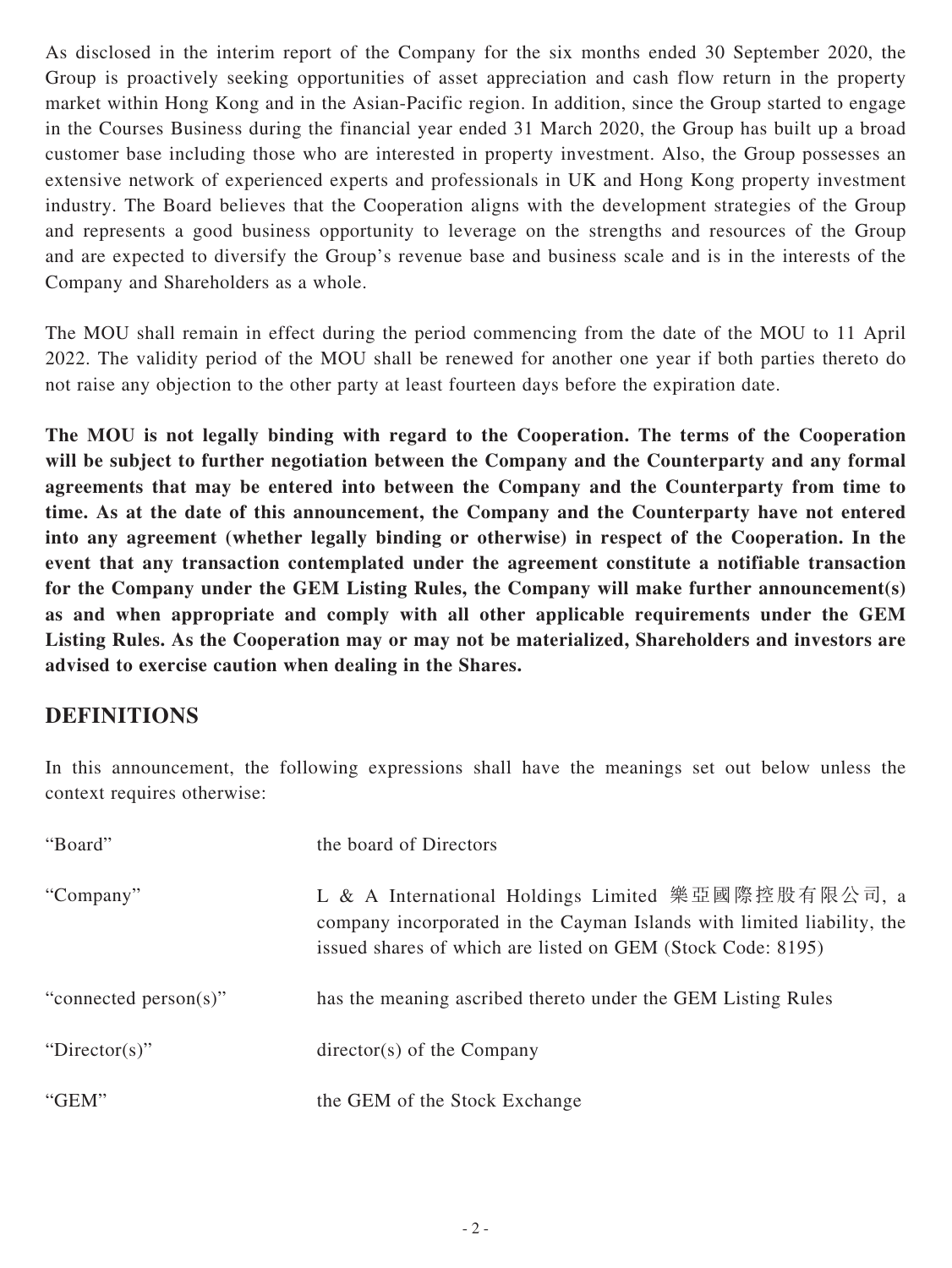As disclosed in the interim report of the Company for the six months ended 30 September 2020, the Group is proactively seeking opportunities of asset appreciation and cash flow return in the property market within Hong Kong and in the Asian-Pacific region. In addition, since the Group started to engage in the Courses Business during the financial year ended 31 March 2020, the Group has built up a broad customer base including those who are interested in property investment. Also, the Group possesses an extensive network of experienced experts and professionals in UK and Hong Kong property investment industry. The Board believes that the Cooperation aligns with the development strategies of the Group and represents a good business opportunity to leverage on the strengths and resources of the Group and are expected to diversify the Group's revenue base and business scale and is in the interests of the Company and Shareholders as a whole.

The MOU shall remain in effect during the period commencing from the date of the MOU to 11 April 2022. The validity period of the MOU shall be renewed for another one year if both parties thereto do not raise any objection to the other party at least fourteen days before the expiration date.

**The MOU is not legally binding with regard to the Cooperation. The terms of the Cooperation will be subject to further negotiation between the Company and the Counterparty and any formal agreements that may be entered into between the Company and the Counterparty from time to time. As at the date of this announcement, the Company and the Counterparty have not entered into any agreement (whether legally binding or otherwise) in respect of the Cooperation. In the event that any transaction contemplated under the agreement constitute a notifiable transaction for the Company under the GEM Listing Rules, the Company will make further announcement(s) as and when appropriate and comply with all other applicable requirements under the GEM Listing Rules. As the Cooperation may or may not be materialized, Shareholders and investors are advised to exercise caution when dealing in the Shares.**

## DEFINITIONS

In this announcement, the following expressions shall have the meanings set out below unless the context requires otherwise:

| | |
|---|---|
| "Board" | the board of Directors |
| "Company" | L & A International Holdings Limited 樂亞國際控股有限公司, a company incorporated in the Cayman Islands with limited liability, the issued shares of which are listed on GEM (Stock Code: 8195) |
| "connected person(s)" | has the meaning ascribed thereto under the GEM Listing Rules |
| "Director(s)" | director(s) of the Company |
| "GEM" | the GEM of the Stock Exchange |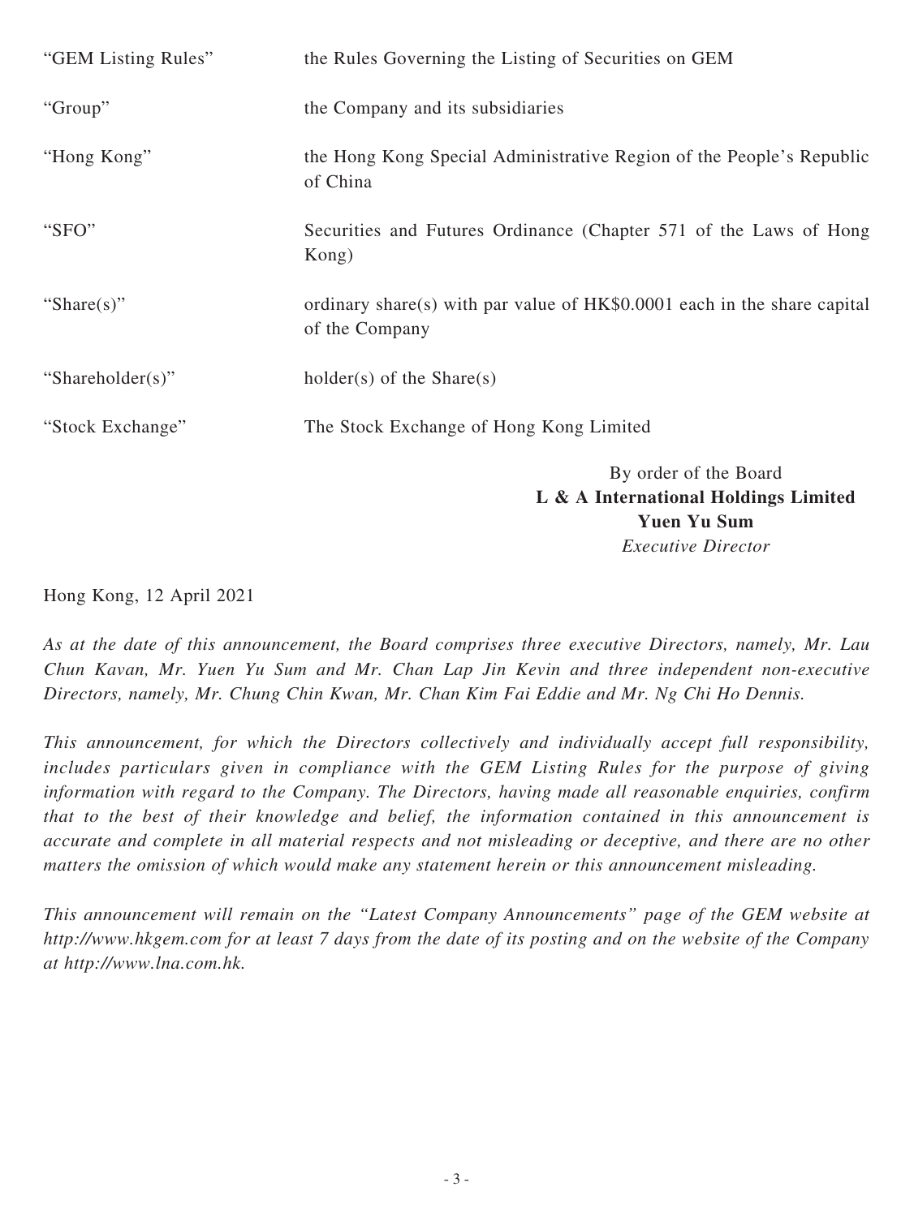| | |
|---|---|
| "GEM Listing Rules" | the Rules Governing the Listing of Securities on GEM |
| "Group" | the Company and its subsidiaries |
| "Hong Kong" | the Hong Kong Special Administrative Region of the People's Republic of China |
| "SFO" | Securities and Futures Ordinance (Chapter 571 of the Laws of Hong Kong) |
| "Share(s)" | ordinary share(s) with par value of HK$0.0001 each in the share capital of the Company |
| "Shareholder(s)" | holder(s) of the Share(s) |
| "Stock Exchange" | The Stock Exchange of Hong Kong Limited |

By order of the Board
**L & A International Holdings Limited**
**Yuen Yu Sum**
*Executive Director*

Hong Kong, 12 April 2021

*As at the date of this announcement, the Board comprises three executive Directors, namely, Mr. Lau Chun Kavan, Mr. Yuen Yu Sum and Mr. Chan Lap Jin Kevin and three independent non-executive Directors, namely, Mr. Chung Chin Kwan, Mr. Chan Kim Fai Eddie and Mr. Ng Chi Ho Dennis.*

*This announcement, for which the Directors collectively and individually accept full responsibility, includes particulars given in compliance with the GEM Listing Rules for the purpose of giving information with regard to the Company. The Directors, having made all reasonable enquiries, confirm that to the best of their knowledge and belief, the information contained in this announcement is accurate and complete in all material respects and not misleading or deceptive, and there are no other matters the omission of which would make any statement herein or this announcement misleading.*

*This announcement will remain on the "Latest Company Announcements" page of the GEM website at http://www.hkgem.com for at least 7 days from the date of its posting and on the website of the Company at http://www.lna.com.hk.*